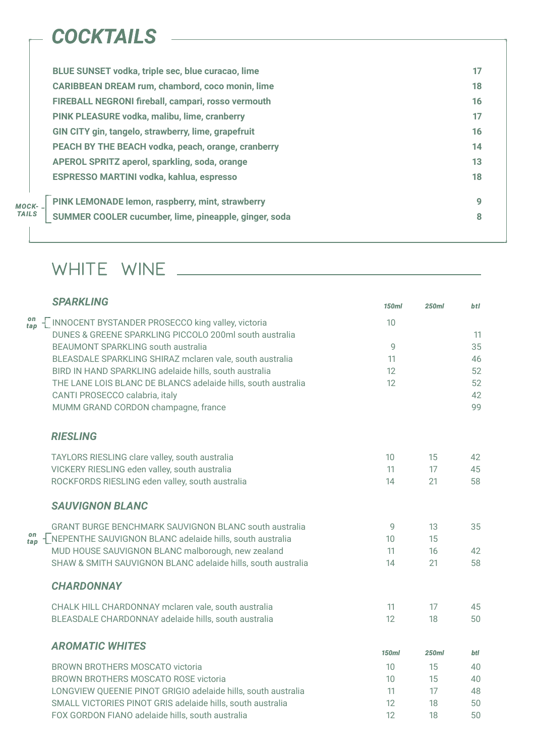# COCKTAILS

| | |
|---|---|
| **BLUE SUNSET vodka, triple sec, blue curacao, lime** | **17** |
| **CARIBBEAN DREAM rum, chambord, coco monin, lime** | **18** |
| **FIREBALL NEGRONI fireball, campari, rosso vermouth** | **16** |
| **PINK PLEASURE vodka, malibu, lime, cranberry** | **17** |
| **GIN CITY gin, tangelo, strawberry, lime, grapefruit** | **16** |
| **PEACH BY THE BEACH vodka, peach, orange, cranberry** | **14** |
| **APEROL SPRITZ aperol, sparkling, soda, orange** | **13** |
| **ESPRESSO MARTINI vodka, kahlua, espresso** | **18** |

***MOCKTAILS***

| | |
|---|---|
| **PINK LEMONADE lemon, raspberry, mint, strawberry** | **9** |
| **SUMMER COOLER cucumber, lime, pineapple, ginger, soda** | **8** |

# WHITE WINE

### *SPARKLING*

| | *150ml* | *250ml* | *btl* |
|---|---|---|---|
| *on tap* INNOCENT BYSTANDER PROSECCO king valley, victoria | 10 | | |
| DUNES & GREENE SPARKLING PICCOLO 200ml south australia | | | 11 |
| BEAUMONT SPARKLING south australia | 9 | | 35 |
| BLEASDALE SPARKLING SHIRAZ mclaren vale, south australia | 11 | | 46 |
| BIRD IN HAND SPARKLING adelaide hills, south australia | 12 | | 52 |
| THE LANE LOIS BLANC DE BLANCS adelaide hills, south australia | 12 | | 52 |
| CANTI PROSECCO calabria, italy | | | 42 |
| MUMM GRAND CORDON champagne, france | | | 99 |

### *RIESLING*

| | *150ml* | *250ml* | *btl* |
|---|---|---|---|
| TAYLORS RIESLING clare valley, south australia | 10 | 15 | 42 |
| VICKERY RIESLING eden valley, south australia | 11 | 17 | 45 |
| ROCKFORDS RIESLING eden valley, south australia | 14 | 21 | 58 |

### *SAUVIGNON BLANC*

| | *150ml* | *250ml* | *btl* |
|---|---|---|---|
| GRANT BURGE BENCHMARK SAUVIGNON BLANC south australia | 9 | 13 | 35 |
| *on tap* NEPENTHE SAUVIGNON BLANC adelaide hills, south australia | 10 | 15 | |
| MUD HOUSE SAUVIGNON BLANC malborough, new zealand | 11 | 16 | 42 |
| SHAW & SMITH SAUVIGNON BLANC adelaide hills, south australia | 14 | 21 | 58 |

### *CHARDONNAY*

| | *150ml* | *250ml* | *btl* |
|---|---|---|---|
| CHALK HILL CHARDONNAY mclaren vale, south australia | 11 | 17 | 45 |
| BLEASDALE CHARDONNAY adelaide hills, south australia | 12 | 18 | 50 |

### *AROMATIC WHITES*

| | *150ml* | *250ml* | *btl* |
|---|---|---|---|
| BROWN BROTHERS MOSCATO victoria | 10 | 15 | 40 |
| BROWN BROTHERS MOSCATO ROSE victoria | 10 | 15 | 40 |
| LONGVIEW QUEENIE PINOT GRIGIO adelaide hills, south australia | 11 | 17 | 48 |
| SMALL VICTORIES PINOT GRIS adelaide hills, south australia | 12 | 18 | 50 |
| FOX GORDON FIANO adelaide hills, south australia | 12 | 18 | 50 |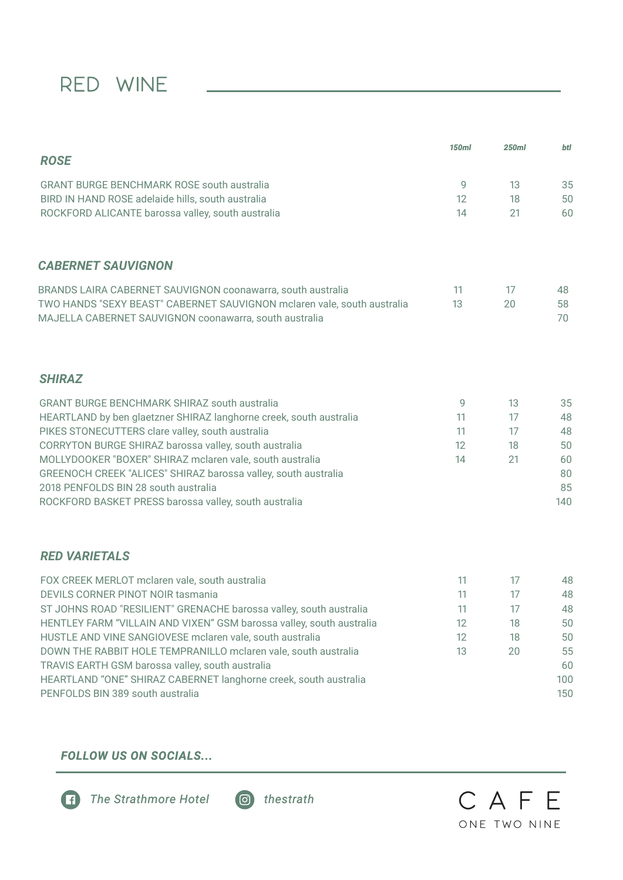# RED WINE

| | 150ml | 250ml | btl |
|---|---|---|---|
| ***ROSE*** | | | |
| GRANT BURGE BENCHMARK ROSE south australia | 9 | 13 | 35 |
| BIRD IN HAND ROSE adelaide hills, south australia | 12 | 18 | 50 |
| ROCKFORD ALICANTE barossa valley, south australia | 14 | 21 | 60 |

## *CABERNET SAUVIGNON*

| | 150ml | 250ml | btl |
|---|---|---|---|
| BRANDS LAIRA CABERNET SAUVIGNON coonawarra, south australia | 11 | 17 | 48 |
| TWO HANDS "SEXY BEAST" CABERNET SAUVIGNON mclaren vale, south australia | 13 | 20 | 58 |
| MAJELLA CABERNET SAUVIGNON coonawarra, south australia | | | 70 |

## *SHIRAZ*

| | 150ml | 250ml | btl |
|---|---|---|---|
| GRANT BURGE BENCHMARK SHIRAZ south australia | 9 | 13 | 35 |
| HEARTLAND by ben glaetzner SHIRAZ langhorne creek, south australia | 11 | 17 | 48 |
| PIKES STONECUTTERS clare valley, south australia | 11 | 17 | 48 |
| CORRYTON BURGE SHIRAZ barossa valley, south australia | 12 | 18 | 50 |
| MOLLYDOOKER "BOXER" SHIRAZ mclaren vale, south australia | 14 | 21 | 60 |
| GREENOCH CREEK "ALICES" SHIRAZ barossa valley, south australia | | | 80 |
| 2018 PENFOLDS BIN 28 south australia | | | 85 |
| ROCKFORD BASKET PRESS barossa valley, south australia | | | 140 |

## *RED VARIETALS*

| | 150ml | 250ml | btl |
|---|---|---|---|
| FOX CREEK MERLOT mclaren vale, south australia | 11 | 17 | 48 |
| DEVILS CORNER PINOT NOIR tasmania | 11 | 17 | 48 |
| ST JOHNS ROAD "RESILIENT" GRENACHE barossa valley, south australia | 11 | 17 | 48 |
| HENTLEY FARM "VILLAIN AND VIXEN" GSM barossa valley, south australia | 12 | 18 | 50 |
| HUSTLE AND VINE SANGIOVESE mclaren vale, south australia | 12 | 18 | 50 |
| DOWN THE RABBIT HOLE TEMPRANILLO mclaren vale, south australia | 13 | 20 | 55 |
| TRAVIS EARTH GSM barossa valley, south australia | | | 60 |
| HEARTLAND "ONE" SHIRAZ CABERNET langhorne creek, south australia | | | 100 |
| PENFOLDS BIN 389 south australia | | | 150 |

***FOLLOW US ON SOCIALS...***

*The Strathmore Hotel*

*thestrath*

CAFE
ONE TWO NINE